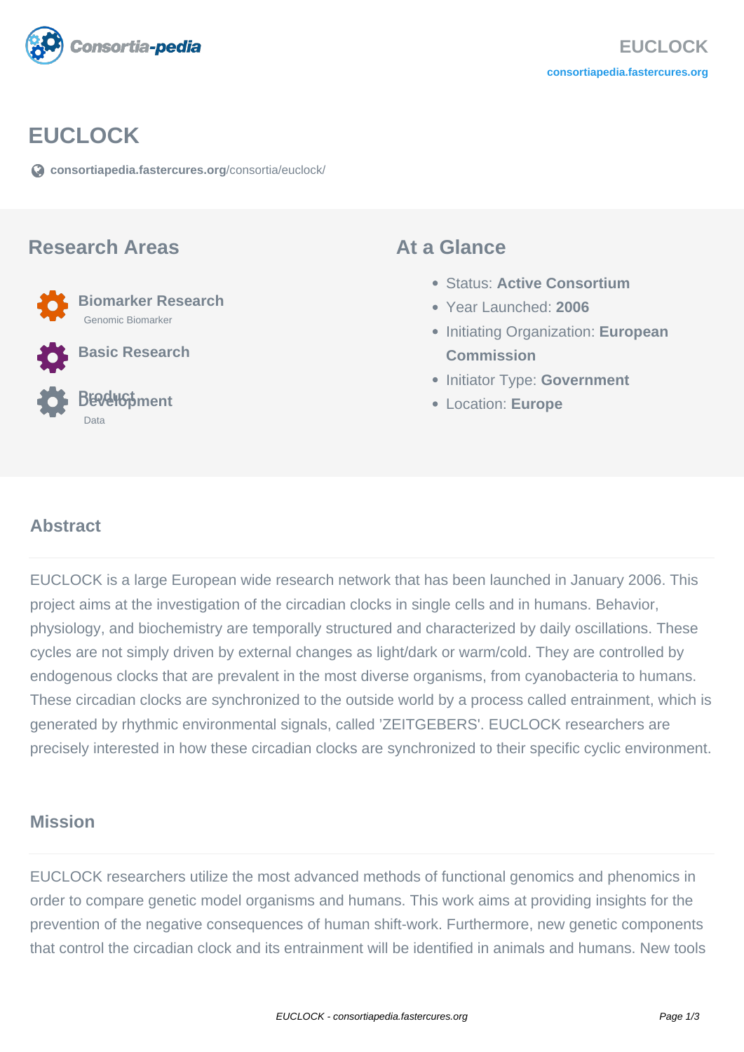# EUCLOCK

consortiapedia.fastercures.org/consortia/euclock/

## Research Areas

- **Biomarker Research**
  Genomic Biomarker
- **Basic Research**
- **Product Development**
  Data

## At a Glance

- Status: **Active Consortium**
- Year Launched: **2006**
- Initiating Organization: **European Commission**
- Initiator Type: **Government**
- Location: **Europe**

## Abstract

EUCLOCK is a large European wide research network that has been launched in January 2006. This project aims at the investigation of the circadian clocks in single cells and in humans. Behavior, physiology, and biochemistry are temporally structured and characterized by daily oscillations. These cycles are not simply driven by external changes as light/dark or warm/cold. They are controlled by endogenous clocks that are prevalent in the most diverse organisms, from cyanobacteria to humans. These circadian clocks are synchronized to the outside world by a process called entrainment, which is generated by rhythmic environmental signals, called 'ZEITGEBERS'. EUCLOCK researchers are precisely interested in how these circadian clocks are synchronized to their specific cyclic environment.

## Mission

EUCLOCK researchers utilize the most advanced methods of functional genomics and phenomics in order to compare genetic model organisms and humans. This work aims at providing insights for the prevention of the negative consequences of human shift-work. Furthermore, new genetic components that control the circadian clock and its entrainment will be identified in animals and humans. New tools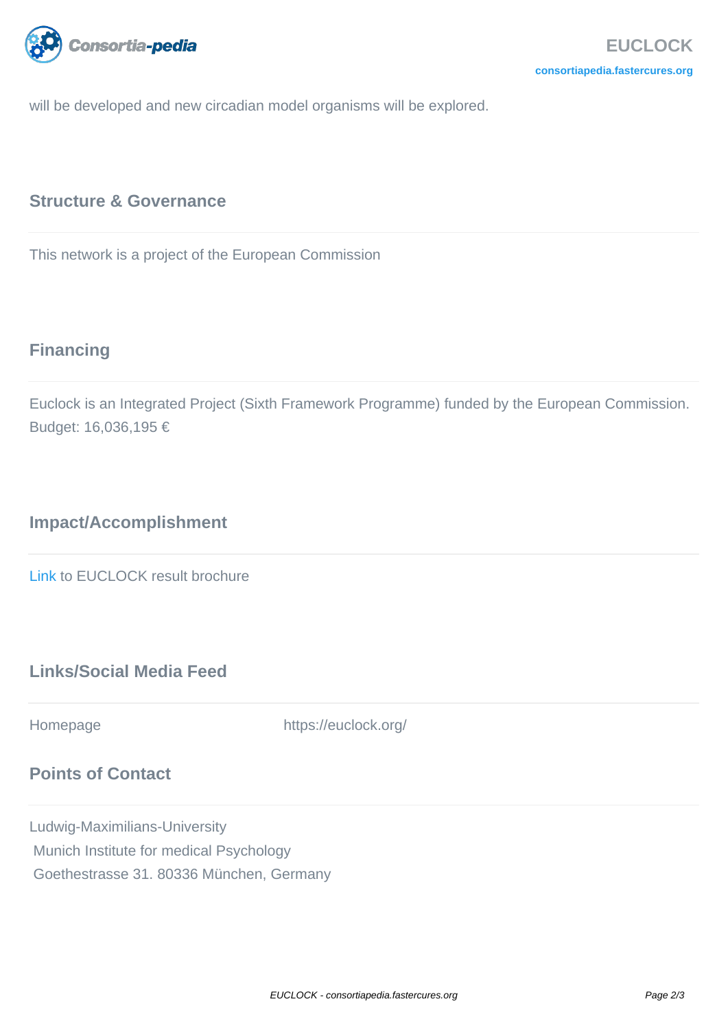will be developed and new circadian model organisms will be explored.

## Structure & Governance

This network is a project of the European Commission

## Financing

Euclock is an Integrated Project (Sixth Framework Programme) funded by the European Commission. Budget: 16,036,195 €

## Impact/Accomplishment

Link to EUCLOCK result brochure

## Links/Social Media Feed

| Homepage | https://euclock.org/ |
|---|---|

## Points of Contact

Ludwig-Maximilians-University
Munich Institute for medical Psychology
Goethestrasse 31. 80336 München, Germany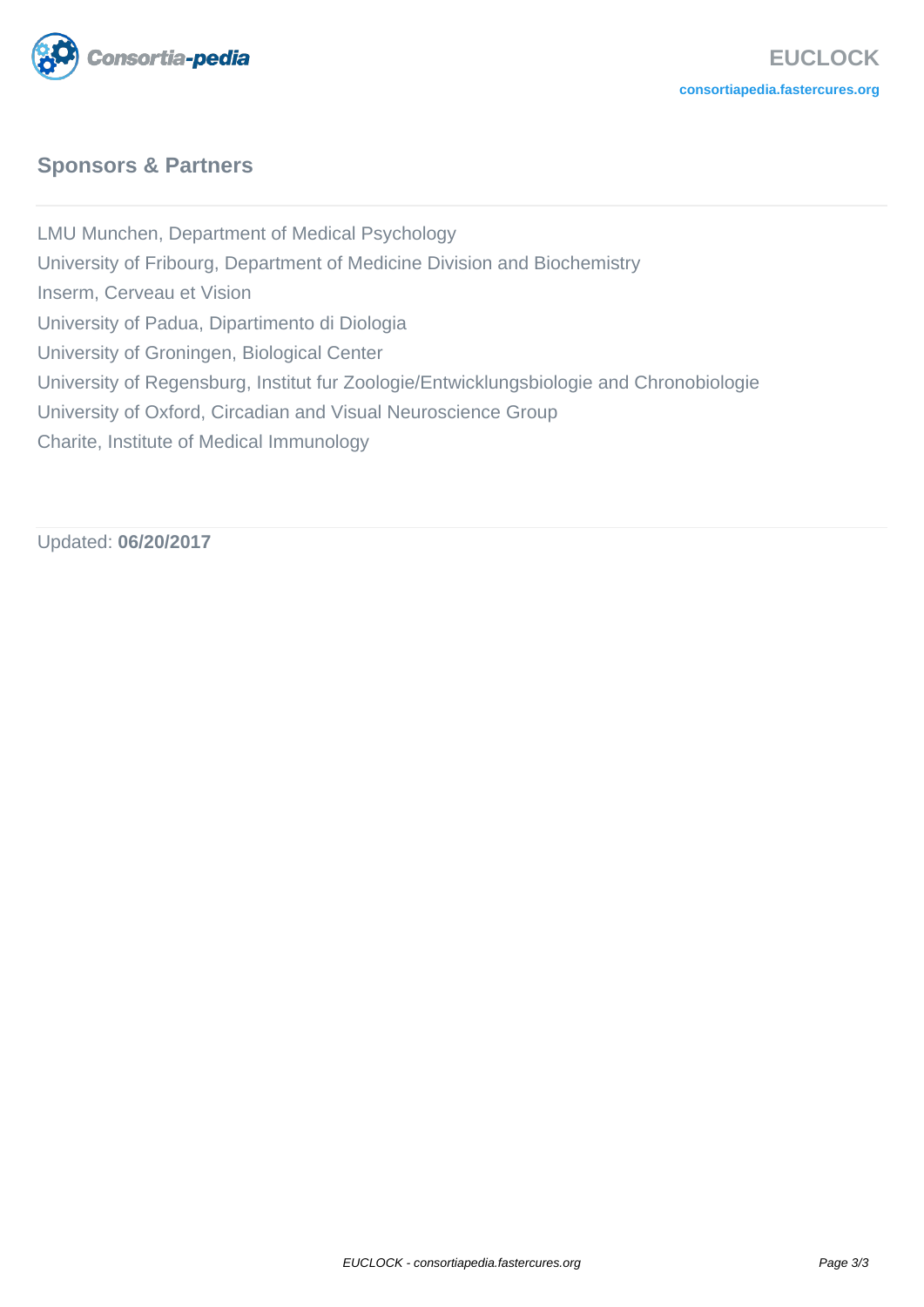## Sponsors & Partners

LMU Munchen, Department of Medical Psychology
University of Fribourg, Department of Medicine Division and Biochemistry
Inserm, Cerveau et Vision
University of Padua, Dipartimento di Diologia
University of Groningen, Biological Center
University of Regensburg, Institut fur Zoologie/Entwicklungsbiologie and Chronobiologie
University of Oxford, Circadian and Visual Neuroscience Group
Charite, Institute of Medical Immunology

Updated: **06/20/2017**